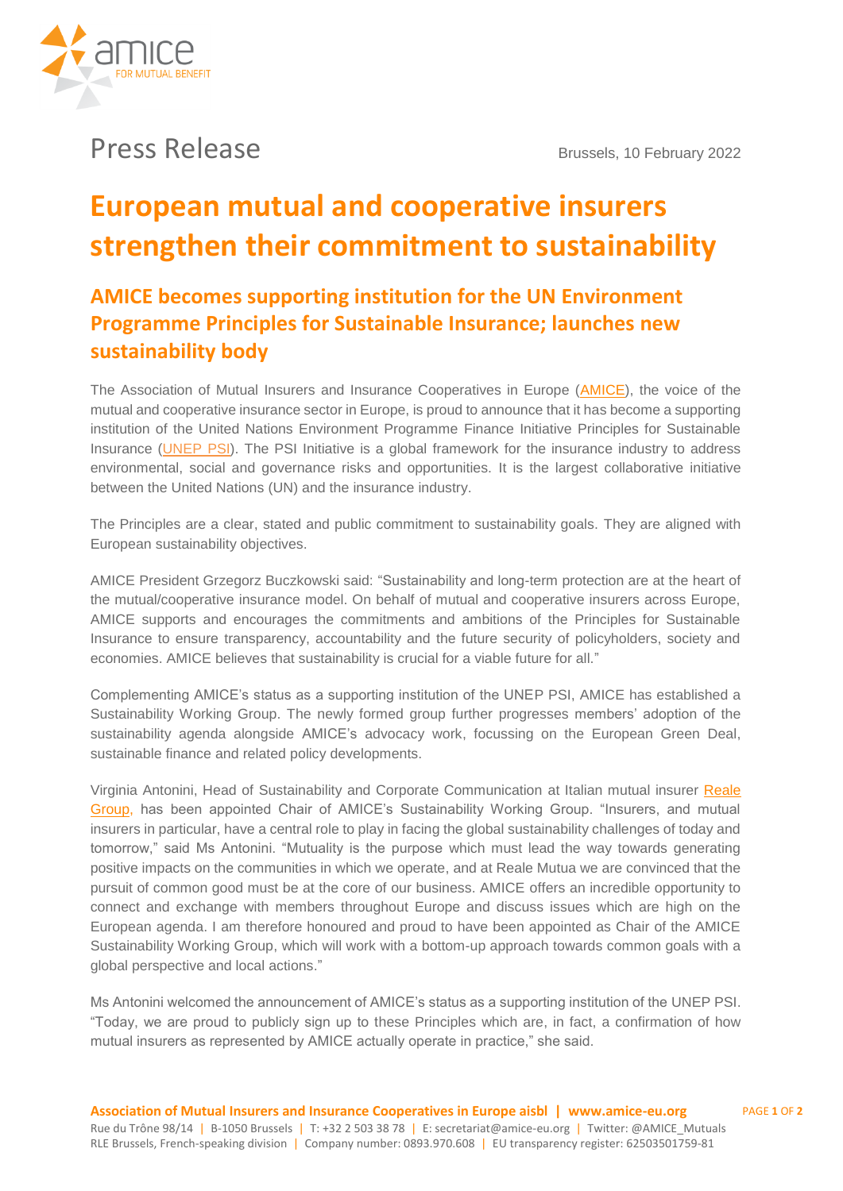# Press Release

Brussels, 10 February 2022

# European mutual and cooperative insurers strengthen their commitment to sustainability

## AMICE becomes supporting institution for the UN Environment Programme Principles for Sustainable Insurance; launches new sustainability body

The Association of Mutual Insurers and Insurance Cooperatives in Europe (AMICE), the voice of the mutual and cooperative insurance sector in Europe, is proud to announce that it has become a supporting institution of the United Nations Environment Programme Finance Initiative Principles for Sustainable Insurance (UNEP PSI). The PSI Initiative is a global framework for the insurance industry to address environmental, social and governance risks and opportunities. It is the largest collaborative initiative between the United Nations (UN) and the insurance industry.

The Principles are a clear, stated and public commitment to sustainability goals. They are aligned with European sustainability objectives.

AMICE President Grzegorz Buczkowski said: "Sustainability and long-term protection are at the heart of the mutual/cooperative insurance model. On behalf of mutual and cooperative insurers across Europe, AMICE supports and encourages the commitments and ambitions of the Principles for Sustainable Insurance to ensure transparency, accountability and the future security of policyholders, society and economies. AMICE believes that sustainability is crucial for a viable future for all."

Complementing AMICE's status as a supporting institution of the UNEP PSI, AMICE has established a Sustainability Working Group. The newly formed group further progresses members' adoption of the sustainability agenda alongside AMICE's advocacy work, focussing on the European Green Deal, sustainable finance and related policy developments.

Virginia Antonini, Head of Sustainability and Corporate Communication at Italian mutual insurer Reale Group, has been appointed Chair of AMICE's Sustainability Working Group. "Insurers, and mutual insurers in particular, have a central role to play in facing the global sustainability challenges of today and tomorrow," said Ms Antonini. "Mutuality is the purpose which must lead the way towards generating positive impacts on the communities in which we operate, and at Reale Mutua we are convinced that the pursuit of common good must be at the core of our business. AMICE offers an incredible opportunity to connect and exchange with members throughout Europe and discuss issues which are high on the European agenda. I am therefore honoured and proud to have been appointed as Chair of the AMICE Sustainability Working Group, which will work with a bottom-up approach towards common goals with a global perspective and local actions."

Ms Antonini welcomed the announcement of AMICE's status as a supporting institution of the UNEP PSI. "Today, we are proud to publicly sign up to these Principles which are, in fact, a confirmation of how mutual insurers as represented by AMICE actually operate in practice," she said.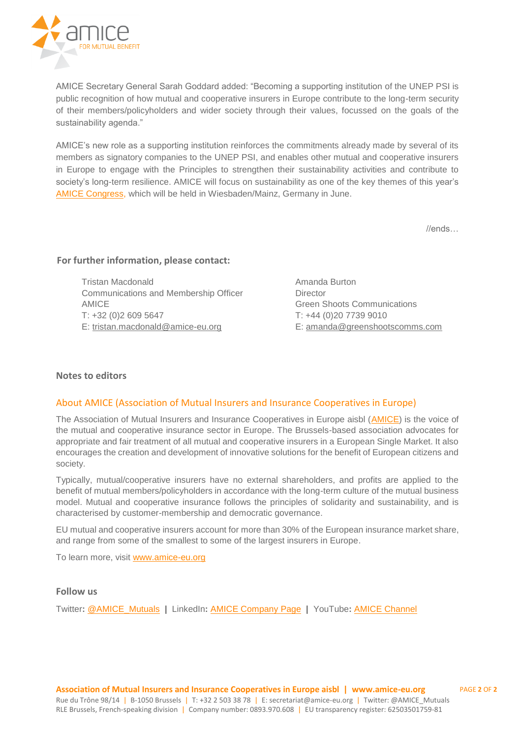AMICE Secretary General Sarah Goddard added: "Becoming a supporting institution of the UNEP PSI is public recognition of how mutual and cooperative insurers in Europe contribute to the long-term security of their members/policyholders and wider society through their values, focussed on the goals of the sustainability agenda."

AMICE's new role as a supporting institution reinforces the commitments already made by several of its members as signatory companies to the UNEP PSI, and enables other mutual and cooperative insurers in Europe to engage with the Principles to strengthen their sustainability activities and contribute to society's long-term resilience. AMICE will focus on sustainability as one of the key themes of this year's AMICE Congress, which will be held in Wiesbaden/Mainz, Germany in June.

//ends…

**For further information, please contact:**

Tristan Macdonald
Communications and Membership Officer
AMICE
T: +32 (0)2 609 5647
E: tristan.macdonald@amice-eu.org

Amanda Burton
Director
Green Shoots Communications
T: +44 (0)20 7739 9010
E: amanda@greenshootscomms.com

## Notes to editors

### About AMICE (Association of Mutual Insurers and Insurance Cooperatives in Europe)

The Association of Mutual Insurers and Insurance Cooperatives in Europe aisbl (AMICE) is the voice of the mutual and cooperative insurance sector in Europe. The Brussels-based association advocates for appropriate and fair treatment of all mutual and cooperative insurers in a European Single Market. It also encourages the creation and development of innovative solutions for the benefit of European citizens and society.

Typically, mutual/cooperative insurers have no external shareholders, and profits are applied to the benefit of mutual members/policyholders in accordance with the long-term culture of the mutual business model. Mutual and cooperative insurance follows the principles of solidarity and sustainability, and is characterised by customer-membership and democratic governance.

EU mutual and cooperative insurers account for more than 30% of the European insurance market share, and range from some of the smallest to some of the largest insurers in Europe.

To learn more, visit www.amice-eu.org

### Follow us

Twitter: @AMICE_Mutuals | LinkedIn: AMICE Company Page | YouTube: AMICE Channel

**Association of Mutual Insurers and Insurance Cooperatives in Europe aisbl | www.amice-eu.org**
Rue du Trône 98/14 | B-1050 Brussels | T: +32 2 503 38 78 | E: secretariat@amice-eu.org | Twitter: @AMICE_Mutuals
RLE Brussels, French-speaking division | Company number: 0893.970.608 | EU transparency register: 62503501759-81